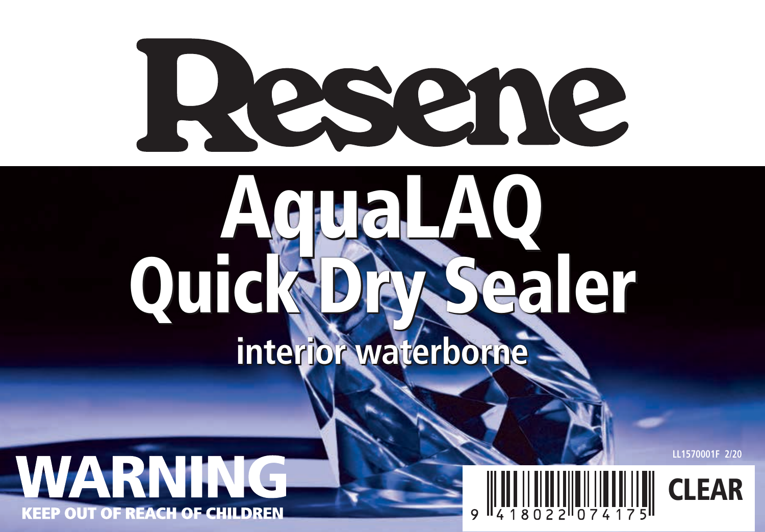# Resene

# AquaLAQ Quick Dry Sealer

## interior waterborne

# WARNING

**KEEP OUT OF REACH OF CHILDREN**

LL1570001F 2/20

9 418022 074175

**CLEAR**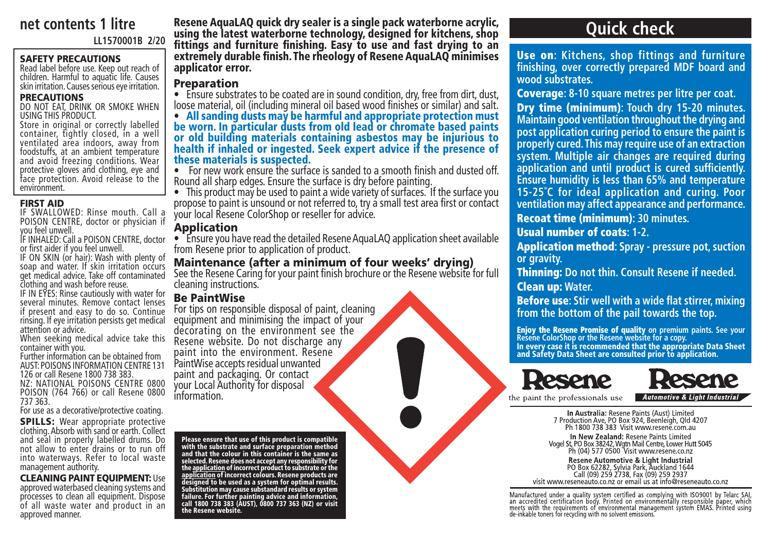## net contents 1 litre

LL1570001B 2/20

**SAFETY PRECAUTIONS**

Read label before use. Keep out reach of children. Harmful to aquatic life. Causes skin irritation. Causes serious eye irritation.

**PRECAUTIONS**

DO NOT EAT, DRINK OR SMOKE WHEN USING THIS PRODUCT.

Store in original or correctly labelled container, tightly closed, in a well ventilated area indoors, away from foodstuffs, at an ambient temperature and avoid freezing conditions. Wear protective gloves and clothing, eye and face protection. Avoid release to the environment.

**FIRST AID**

IF SWALLOWED: Rinse mouth. Call a POISON CENTRE, doctor or physician if you feel unwell.

IF INHALED: Call a POISON CENTRE, doctor or first aider if you feel unwell.

IF ON SKIN (or hair): Wash with plenty of soap and water. If skin irritation occurs get medical advice. Take off contaminated clothing and wash before reuse.

IF IN EYES: Rinse cautiously with water for several minutes. Remove contact lenses if present and easy to do so. Continue rinsing. If eye irritation persists get medical attention or advice.

When seeking medical advice take this container with you.

Further information can be obtained from AUST: POISONS INFORMATION CENTRE 131 126 or call Resene 1800 738 383.

NZ: NATIONAL POISONS CENTRE 0800 POISON (764 766) or call Resene 0800 737 363.

For use as a decorative/protective coating.

**SPILLS:** Wear appropriate protective clothing. Absorb with sand or earth. Collect and seal in properly labelled drums. Do not allow to enter drains or to run off into waterways. Refer to local waste management authority.

**CLEANING PAINT EQUIPMENT:** Use approved waterbased cleaning systems and processes to clean all equipment. Dispose of all waste water and product in an approved manner.

**Resene AquaLAQ quick dry sealer is a single pack waterborne acrylic, using the latest waterborne technology, designed for kitchens, shop fittings and furniture finishing. Easy to use and fast drying to an extremely durable finish. The rheology of Resene AquaLAQ minimises applicator error.**

### Preparation

- Ensure substrates to be coated are in sound condition, dry, free from dirt, dust, loose material, oil (including mineral oil based wood finishes or similar) and salt.
- **All sanding dusts may be harmful and appropriate protection must be worn. In particular dusts from old lead or chromate based paints or old building materials containing asbestos may be injurious to health if inhaled or ingested. Seek expert advice if the presence of these materials is suspected.**
- For new work ensure the surface is sanded to a smooth finish and dusted off. Round all sharp edges. Ensure the surface is dry before painting.
- This product may be used to paint a wide variety of surfaces. If the surface you propose to paint is unsound or not referred to, try a small test area first or contact your local Resene ColorShop or reseller for advice.

### Application

- Ensure you have read the detailed Resene AquaLAQ application sheet available from Resene prior to application of product.

### Maintenance (after a minimum of four weeks' drying)

See the Resene Caring for your paint finish brochure or the Resene website for full cleaning instructions.

### Be PaintWise

For tips on responsible disposal of paint, cleaning equipment and minimising the impact of your decorating on the environment see the Resene website. Do not discharge any paint into the environment. Resene PaintWise accepts residual unwanted paint and packaging. Or contact your Local Authority for disposal information.

**Please ensure that use of this product is compatible with the substrate and surface preparation method and that the colour in this container is the same as selected. Resene does not accept any responsibility for the application of incorrect product to substrate or the application of incorrect colours. Resene products are designed to be used as a system for optimal results. Substitution may cause substandard results or system failure. For further painting advice and information, call 1800 738 383 (AUST), 0800 737 363 (NZ) or visit the Resene website.**

## Quick check

**Use on:** Kitchens, shop fittings and furniture finishing, over correctly prepared MDF board and wood substrates.

**Coverage:** 8-10 square metres per litre per coat.

**Dry time (minimum):** Touch dry 15-20 minutes. Maintain good ventilation throughout the drying and post application curing period to ensure the paint is properly cured. This may require use of an extraction system. Multiple air changes are required during application and until product is cured sufficiently. Ensure humidity is less than 65% and temperature 15-25°C for ideal application and curing. Poor ventilation may affect appearance and performance.

**Recoat time (minimum):** 30 minutes.

**Usual number of coats:** 1-2.

**Application method:** Spray - pressure pot, suction or gravity.

**Thinning:** Do not thin. Consult Resene if needed.

**Clean up:** Water.

**Before use:** Stir well with a wide flat stirrer, mixing from the bottom of the pail towards the top.

**Enjoy the Resene Promise of quality on premium paints. See your Resene ColorShop or the Resene website for a copy.**
**In every case it is recommended that the appropriate Data Sheet and Safety Data Sheet are consulted prior to application.**

Resene — the paint the professionals use

Resene — Automotive & Light Industrial

**In Australia:** Resene Paints (Aust) Limited
7 Production Ave, PO Box 924, Beenleigh, Qld 4207
Ph 1800 738 383 Visit www.resene.com.au

**In New Zealand:** Resene Paints Limited
Vogel St, PO Box 38242, Wgtn Mail Centre, Lower Hutt 5045
Ph (04) 577 0500 Visit www.resene.co.nz

**Resene Automotive & Light Industrial**
PO Box 62282, Sylvia Park, Auckland 1644
Call (09) 259 2738, Fax (09) 259 2937
visit www.reseneauto.co.nz or email us at info@reseneauto.co.nz

Manufactured under a quality system certified as complying with ISO9001 by Telarc SAI, an accredited certification body. Printed on environmentally responsible paper, which meets with the requirements of environmental management system EMAS. Printed using de-inkable toners for recycling with no solvent emissions.